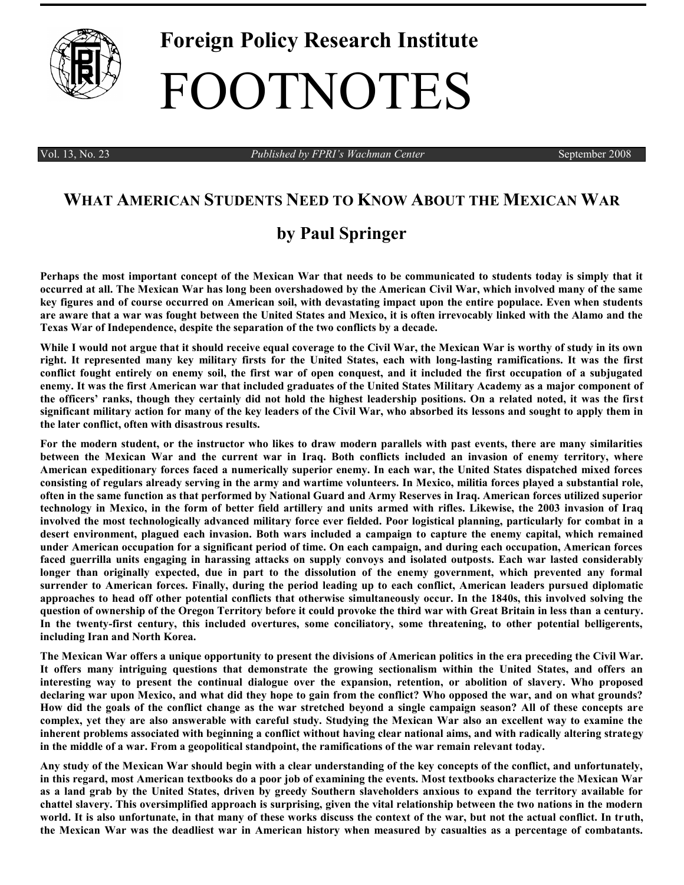# Foreign Policy Research Institute

# FOOTNOTES

Vol. 13, No. 23 *Published by FPRI's Wachman Center* September 2008

## WHAT AMERICAN STUDENTS NEED TO KNOW ABOUT THE MEXICAN WAR

## by Paul Springer

**Perhaps the most important concept of the Mexican War that needs to be communicated to students today is simply that it occurred at all. The Mexican War has long been overshadowed by the American Civil War, which involved many of the same key figures and of course occurred on American soil, with devastating impact upon the entire populace. Even when students are aware that a war was fought between the United States and Mexico, it is often irrevocably linked with the Alamo and the Texas War of Independence, despite the separation of the two conflicts by a decade.**

**While I would not argue that it should receive equal coverage to the Civil War, the Mexican War is worthy of study in its own right. It represented many key military firsts for the United States, each with long-lasting ramifications. It was the first conflict fought entirely on enemy soil, the first war of open conquest, and it included the first occupation of a subjugated enemy. It was the first American war that included graduates of the United States Military Academy as a major component of the officers' ranks, though they certainly did not hold the highest leadership positions. On a related noted, it was the first significant military action for many of the key leaders of the Civil War, who absorbed its lessons and sought to apply them in the later conflict, often with disastrous results.**

**For the modern student, or the instructor who likes to draw modern parallels with past events, there are many similarities between the Mexican War and the current war in Iraq. Both conflicts included an invasion of enemy territory, where American expeditionary forces faced a numerically superior enemy. In each war, the United States dispatched mixed forces consisting of regulars already serving in the army and wartime volunteers. In Mexico, militia forces played a substantial role, often in the same function as that performed by National Guard and Army Reserves in Iraq. American forces utilized superior technology in Mexico, in the form of better field artillery and units armed with rifles. Likewise, the 2003 invasion of Iraq involved the most technologically advanced military force ever fielded. Poor logistical planning, particularly for combat in a desert environment, plagued each invasion. Both wars included a campaign to capture the enemy capital, which remained under American occupation for a significant period of time. On each campaign, and during each occupation, American forces faced guerrilla units engaging in harassing attacks on supply convoys and isolated outposts. Each war lasted considerably longer than originally expected, due in part to the dissolution of the enemy government, which prevented any formal surrender to American forces. Finally, during the period leading up to each conflict, American leaders pursued diplomatic approaches to head off other potential conflicts that otherwise simultaneously occur. In the 1840s, this involved solving the question of ownership of the Oregon Territory before it could provoke the third war with Great Britain in less than a century. In the twenty-first century, this included overtures, some conciliatory, some threatening, to other potential belligerents, including Iran and North Korea.**

**The Mexican War offers a unique opportunity to present the divisions of American politics in the era preceding the Civil War. It offers many intriguing questions that demonstrate the growing sectionalism within the United States, and offers an interesting way to present the continual dialogue over the expansion, retention, or abolition of slavery. Who proposed declaring war upon Mexico, and what did they hope to gain from the conflict? Who opposed the war, and on what grounds? How did the goals of the conflict change as the war stretched beyond a single campaign season? All of these concepts are complex, yet they are also answerable with careful study. Studying the Mexican War also an excellent way to examine the inherent problems associated with beginning a conflict without having clear national aims, and with radically altering strategy in the middle of a war. From a geopolitical standpoint, the ramifications of the war remain relevant today.**

**Any study of the Mexican War should begin with a clear understanding of the key concepts of the conflict, and unfortunately, in this regard, most American textbooks do a poor job of examining the events. Most textbooks characterize the Mexican War as a land grab by the United States, driven by greedy Southern slaveholders anxious to expand the territory available for chattel slavery. This oversimplified approach is surprising, given the vital relationship between the two nations in the modern world. It is also unfortunate, in that many of these works discuss the context of the war, but not the actual conflict. In truth, the Mexican War was the deadliest war in American history when measured by casualties as a percentage of combatants.**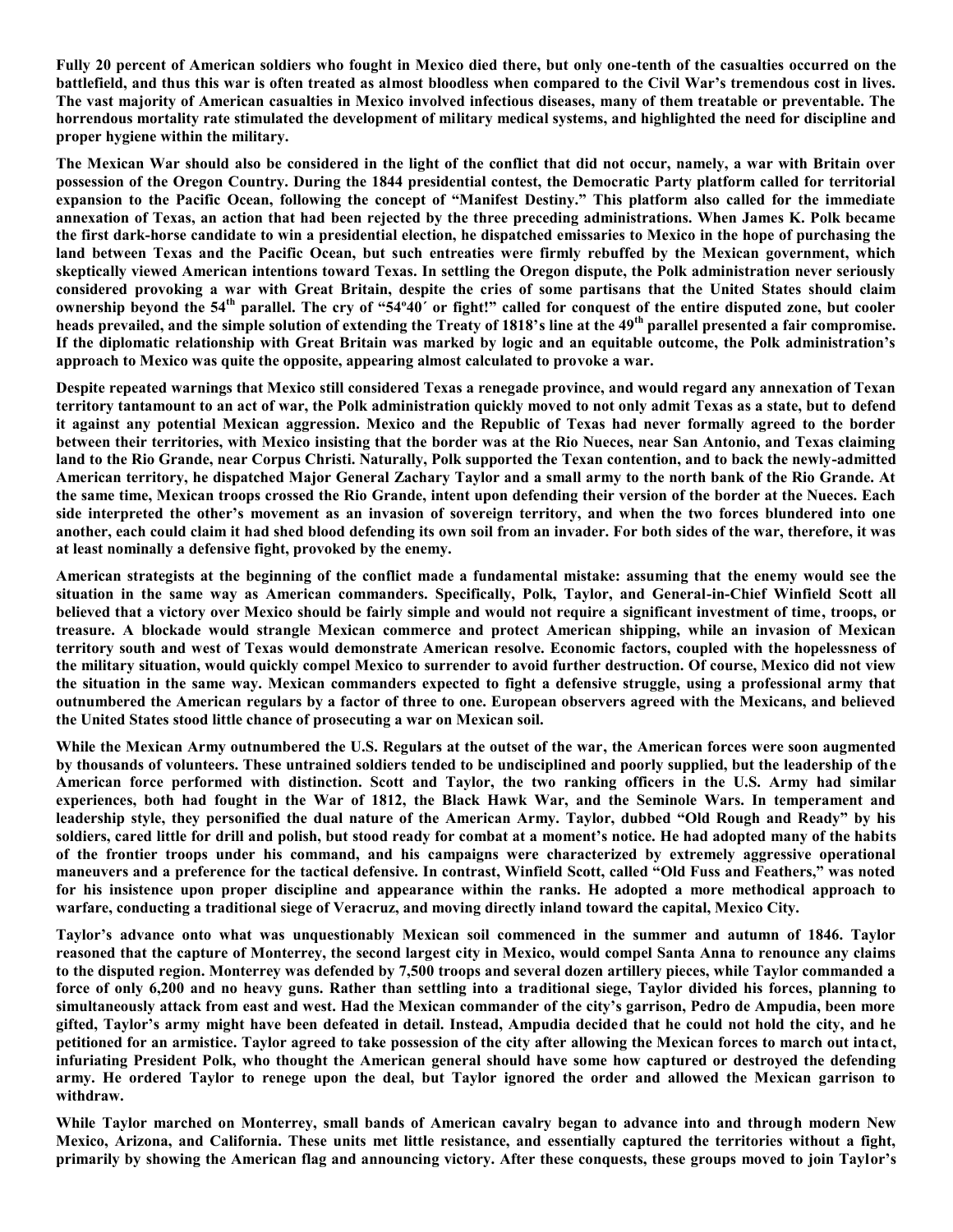Fully 20 percent of American soldiers who fought in Mexico died there, but only one-tenth of the casualties occurred on the battlefield, and thus this war is often treated as almost bloodless when compared to the Civil War's tremendous cost in lives. The vast majority of American casualties in Mexico involved infectious diseases, many of them treatable or preventable. The horrendous mortality rate stimulated the development of military medical systems, and highlighted the need for discipline and proper hygiene within the military.

The Mexican War should also be considered in the light of the conflict that did not occur, namely, a war with Britain over possession of the Oregon Country. During the 1844 presidential contest, the Democratic Party platform called for territorial expansion to the Pacific Ocean, following the concept of "Manifest Destiny." This platform also called for the immediate annexation of Texas, an action that had been rejected by the three preceding administrations. When James K. Polk became the first dark-horse candidate to win a presidential election, he dispatched emissaries to Mexico in the hope of purchasing the land between Texas and the Pacific Ocean, but such entreaties were firmly rebuffed by the Mexican government, which skeptically viewed American intentions toward Texas. In settling the Oregon dispute, the Polk administration never seriously considered provoking a war with Great Britain, despite the cries of some partisans that the United States should claim ownership beyond the 54th parallel. The cry of "54º40′ or fight!" called for conquest of the entire disputed zone, but cooler heads prevailed, and the simple solution of extending the Treaty of 1818's line at the 49th parallel presented a fair compromise. If the diplomatic relationship with Great Britain was marked by logic and an equitable outcome, the Polk administration's approach to Mexico was quite the opposite, appearing almost calculated to provoke a war.

Despite repeated warnings that Mexico still considered Texas a renegade province, and would regard any annexation of Texan territory tantamount to an act of war, the Polk administration quickly moved to not only admit Texas as a state, but to defend it against any potential Mexican aggression. Mexico and the Republic of Texas had never formally agreed to the border between their territories, with Mexico insisting that the border was at the Rio Nueces, near San Antonio, and Texas claiming land to the Rio Grande, near Corpus Christi. Naturally, Polk supported the Texan contention, and to back the newly-admitted American territory, he dispatched Major General Zachary Taylor and a small army to the north bank of the Rio Grande. At the same time, Mexican troops crossed the Rio Grande, intent upon defending their version of the border at the Nueces. Each side interpreted the other's movement as an invasion of sovereign territory, and when the two forces blundered into one another, each could claim it had shed blood defending its own soil from an invader. For both sides of the war, therefore, it was at least nominally a defensive fight, provoked by the enemy.

American strategists at the beginning of the conflict made a fundamental mistake: assuming that the enemy would see the situation in the same way as American commanders. Specifically, Polk, Taylor, and General-in-Chief Winfield Scott all believed that a victory over Mexico should be fairly simple and would not require a significant investment of time, troops, or treasure. A blockade would strangle Mexican commerce and protect American shipping, while an invasion of Mexican territory south and west of Texas would demonstrate American resolve. Economic factors, coupled with the hopelessness of the military situation, would quickly compel Mexico to surrender to avoid further destruction. Of course, Mexico did not view the situation in the same way. Mexican commanders expected to fight a defensive struggle, using a professional army that outnumbered the American regulars by a factor of three to one. European observers agreed with the Mexicans, and believed the United States stood little chance of prosecuting a war on Mexican soil.

While the Mexican Army outnumbered the U.S. Regulars at the outset of the war, the American forces were soon augmented by thousands of volunteers. These untrained soldiers tended to be undisciplined and poorly supplied, but the leadership of the American force performed with distinction. Scott and Taylor, the two ranking officers in the U.S. Army had similar experiences, both had fought in the War of 1812, the Black Hawk War, and the Seminole Wars. In temperament and leadership style, they personified the dual nature of the American Army. Taylor, dubbed "Old Rough and Ready" by his soldiers, cared little for drill and polish, but stood ready for combat at a moment's notice. He had adopted many of the habits of the frontier troops under his command, and his campaigns were characterized by extremely aggressive operational maneuvers and a preference for the tactical defensive. In contrast, Winfield Scott, called "Old Fuss and Feathers," was noted for his insistence upon proper discipline and appearance within the ranks. He adopted a more methodical approach to warfare, conducting a traditional siege of Veracruz, and moving directly inland toward the capital, Mexico City.

Taylor's advance onto what was unquestionably Mexican soil commenced in the summer and autumn of 1846. Taylor reasoned that the capture of Monterrey, the second largest city in Mexico, would compel Santa Anna to renounce any claims to the disputed region. Monterrey was defended by 7,500 troops and several dozen artillery pieces, while Taylor commanded a force of only 6,200 and no heavy guns. Rather than settling into a traditional siege, Taylor divided his forces, planning to simultaneously attack from east and west. Had the Mexican commander of the city's garrison, Pedro de Ampudia, been more gifted, Taylor's army might have been defeated in detail. Instead, Ampudia decided that he could not hold the city, and he petitioned for an armistice. Taylor agreed to take possession of the city after allowing the Mexican forces to march out intact, infuriating President Polk, who thought the American general should have some how captured or destroyed the defending army. He ordered Taylor to renege upon the deal, but Taylor ignored the order and allowed the Mexican garrison to withdraw.

While Taylor marched on Monterrey, small bands of American cavalry began to advance into and through modern New Mexico, Arizona, and California. These units met little resistance, and essentially captured the territories without a fight, primarily by showing the American flag and announcing victory. After these conquests, these groups moved to join Taylor's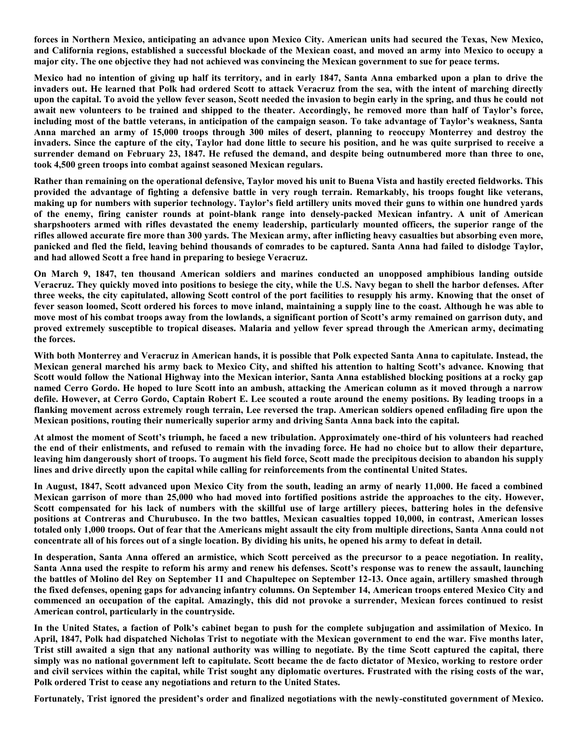forces in Northern Mexico, anticipating an advance upon Mexico City. American units had secured the Texas, New Mexico, and California regions, established a successful blockade of the Mexican coast, and moved an army into Mexico to occupy a major city. The one objective they had not achieved was convincing the Mexican government to sue for peace terms.

Mexico had no intention of giving up half its territory, and in early 1847, Santa Anna embarked upon a plan to drive the invaders out. He learned that Polk had ordered Scott to attack Veracruz from the sea, with the intent of marching directly upon the capital. To avoid the yellow fever season, Scott needed the invasion to begin early in the spring, and thus he could not await new volunteers to be trained and shipped to the theater. Accordingly, he removed more than half of Taylor's force, including most of the battle veterans, in anticipation of the campaign season. To take advantage of Taylor's weakness, Santa Anna marched an army of 15,000 troops through 300 miles of desert, planning to reoccupy Monterrey and destroy the invaders. Since the capture of the city, Taylor had done little to secure his position, and he was quite surprised to receive a surrender demand on February 23, 1847. He refused the demand, and despite being outnumbered more than three to one, took 4,500 green troops into combat against seasoned Mexican regulars.

Rather than remaining on the operational defensive, Taylor moved his unit to Buena Vista and hastily erected fieldworks. This provided the advantage of fighting a defensive battle in very rough terrain. Remarkably, his troops fought like veterans, making up for numbers with superior technology. Taylor's field artillery units moved their guns to within one hundred yards of the enemy, firing canister rounds at point-blank range into densely-packed Mexican infantry. A unit of American sharpshooters armed with rifles devastated the enemy leadership, particularly mounted officers, the superior range of the rifles allowed accurate fire more than 300 yards. The Mexican army, after inflicting heavy casualties but absorbing even more, panicked and fled the field, leaving behind thousands of comrades to be captured. Santa Anna had failed to dislodge Taylor, and had allowed Scott a free hand in preparing to besiege Veracruz.

On March 9, 1847, ten thousand American soldiers and marines conducted an unopposed amphibious landing outside Veracruz. They quickly moved into positions to besiege the city, while the U.S. Navy began to shell the harbor defenses. After three weeks, the city capitulated, allowing Scott control of the port facilities to resupply his army. Knowing that the onset of fever season loomed, Scott ordered his forces to move inland, maintaining a supply line to the coast. Although he was able to move most of his combat troops away from the lowlands, a significant portion of Scott's army remained on garrison duty, and proved extremely susceptible to tropical diseases. Malaria and yellow fever spread through the American army, decimating the forces.

With both Monterrey and Veracruz in American hands, it is possible that Polk expected Santa Anna to capitulate. Instead, the Mexican general marched his army back to Mexico City, and shifted his attention to halting Scott's advance. Knowing that Scott would follow the National Highway into the Mexican interior, Santa Anna established blocking positions at a rocky gap named Cerro Gordo. He hoped to lure Scott into an ambush, attacking the American column as it moved through a narrow defile. However, at Cerro Gordo, Captain Robert E. Lee scouted a route around the enemy positions. By leading troops in a flanking movement across extremely rough terrain, Lee reversed the trap. American soldiers opened enfilading fire upon the Mexican positions, routing their numerically superior army and driving Santa Anna back into the capital.

At almost the moment of Scott's triumph, he faced a new tribulation. Approximately one-third of his volunteers had reached the end of their enlistments, and refused to remain with the invading force. He had no choice but to allow their departure, leaving him dangerously short of troops. To augment his field force, Scott made the precipitous decision to abandon his supply lines and drive directly upon the capital while calling for reinforcements from the continental United States.

In August, 1847, Scott advanced upon Mexico City from the south, leading an army of nearly 11,000. He faced a combined Mexican garrison of more than 25,000 who had moved into fortified positions astride the approaches to the city. However, Scott compensated for his lack of numbers with the skillful use of large artillery pieces, battering holes in the defensive positions at Contreras and Churubusco. In the two battles, Mexican casualties topped 10,000, in contrast, American losses totaled only 1,000 troops. Out of fear that the Americans might assault the city from multiple directions, Santa Anna could not concentrate all of his forces out of a single location. By dividing his units, he opened his army to defeat in detail.

In desperation, Santa Anna offered an armistice, which Scott perceived as the precursor to a peace negotiation. In reality, Santa Anna used the respite to reform his army and renew his defenses. Scott's response was to renew the assault, launching the battles of Molino del Rey on September 11 and Chapultepec on September 12-13. Once again, artillery smashed through the fixed defenses, opening gaps for advancing infantry columns. On September 14, American troops entered Mexico City and commenced an occupation of the capital. Amazingly, this did not provoke a surrender, Mexican forces continued to resist American control, particularly in the countryside.

In the United States, a faction of Polk's cabinet began to push for the complete subjugation and assimilation of Mexico. In April, 1847, Polk had dispatched Nicholas Trist to negotiate with the Mexican government to end the war. Five months later, Trist still awaited a sign that any national authority was willing to negotiate. By the time Scott captured the capital, there simply was no national government left to capitulate. Scott became the de facto dictator of Mexico, working to restore order and civil services within the capital, while Trist sought any diplomatic overtures. Frustrated with the rising costs of the war, Polk ordered Trist to cease any negotiations and return to the United States.

Fortunately, Trist ignored the president's order and finalized negotiations with the newly-constituted government of Mexico.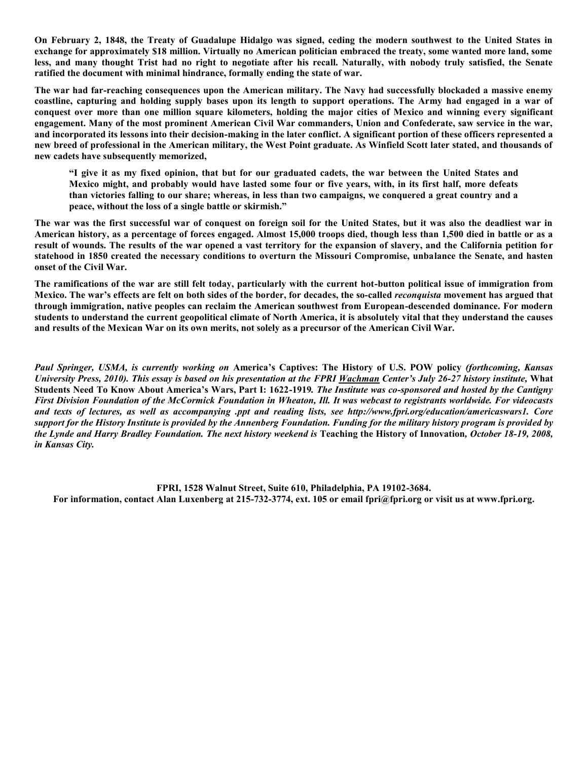**On February 2, 1848, the Treaty of Guadalupe Hidalgo was signed, ceding the modern southwest to the United States in exchange for approximately $18 million. Virtually no American politician embraced the treaty, some wanted more land, some less, and many thought Trist had no right to negotiate after his recall. Naturally, with nobody truly satisfied, the Senate ratified the document with minimal hindrance, formally ending the state of war.**

**The war had far-reaching consequences upon the American military. The Navy had successfully blockaded a massive enemy coastline, capturing and holding supply bases upon its length to support operations. The Army had engaged in a war of conquest over more than one million square kilometers, holding the major cities of Mexico and winning every significant engagement. Many of the most prominent American Civil War commanders, Union and Confederate, saw service in the war, and incorporated its lessons into their decision-making in the later conflict. A significant portion of these officers represented a new breed of professional in the American military, the West Point graduate. As Winfield Scott later stated, and thousands of new cadets have subsequently memorized,**

> **"I give it as my fixed opinion, that but for our graduated cadets, the war between the United States and Mexico might, and probably would have lasted some four or five years, with, in its first half, more defeats than victories falling to our share; whereas, in less than two campaigns, we conquered a great country and a peace, without the loss of a single battle or skirmish."**

**The war was the first successful war of conquest on foreign soil for the United States, but it was also the deadliest war in American history, as a percentage of forces engaged. Almost 15,000 troops died, though less than 1,500 died in battle or as a result of wounds. The results of the war opened a vast territory for the expansion of slavery, and the California petition for statehood in 1850 created the necessary conditions to overturn the Missouri Compromise, unbalance the Senate, and hasten onset of the Civil War.**

**The ramifications of the war are still felt today, particularly with the current hot-button political issue of immigration from Mexico. The war's effects are felt on both sides of the border, for decades, the so-called *reconquista* movement has argued that through immigration, native peoples can reclaim the American southwest from European-descended dominance. For modern students to understand the current geopolitical climate of North America, it is absolutely vital that they understand the causes and results of the Mexican War on its own merits, not solely as a precursor of the American Civil War.**

***Paul Springer, USMA, is currently working on* America's Captives: The History of U.S. POW policy *(forthcoming, Kansas University Press, 2010). This essay is based on his presentation at the FPRI Wachman Center's July 26-27 history institute,* What Students Need To Know About America's Wars, Part I: 1622-1919*. The Institute was co-sponsored and hosted by the Cantigny First Division Foundation of the McCormick Foundation in Wheaton, Ill. It was webcast to registrants worldwide. For videocasts and texts of lectures, as well as accompanying .ppt and reading lists, see http://www.fpri.org/education/americaswars1. Core support for the History Institute is provided by the Annenberg Foundation. Funding for the military history program is provided by the Lynde and Harry Bradley Foundation. The next history weekend is* Teaching the History of Innovation*, October 18-19, 2008, in Kansas City.***

**FPRI, 1528 Walnut Street, Suite 610, Philadelphia, PA 19102-3684.**
**For information, contact Alan Luxenberg at 215-732-3774, ext. 105 or email fpri@fpri.org or visit us at www.fpri.org.**